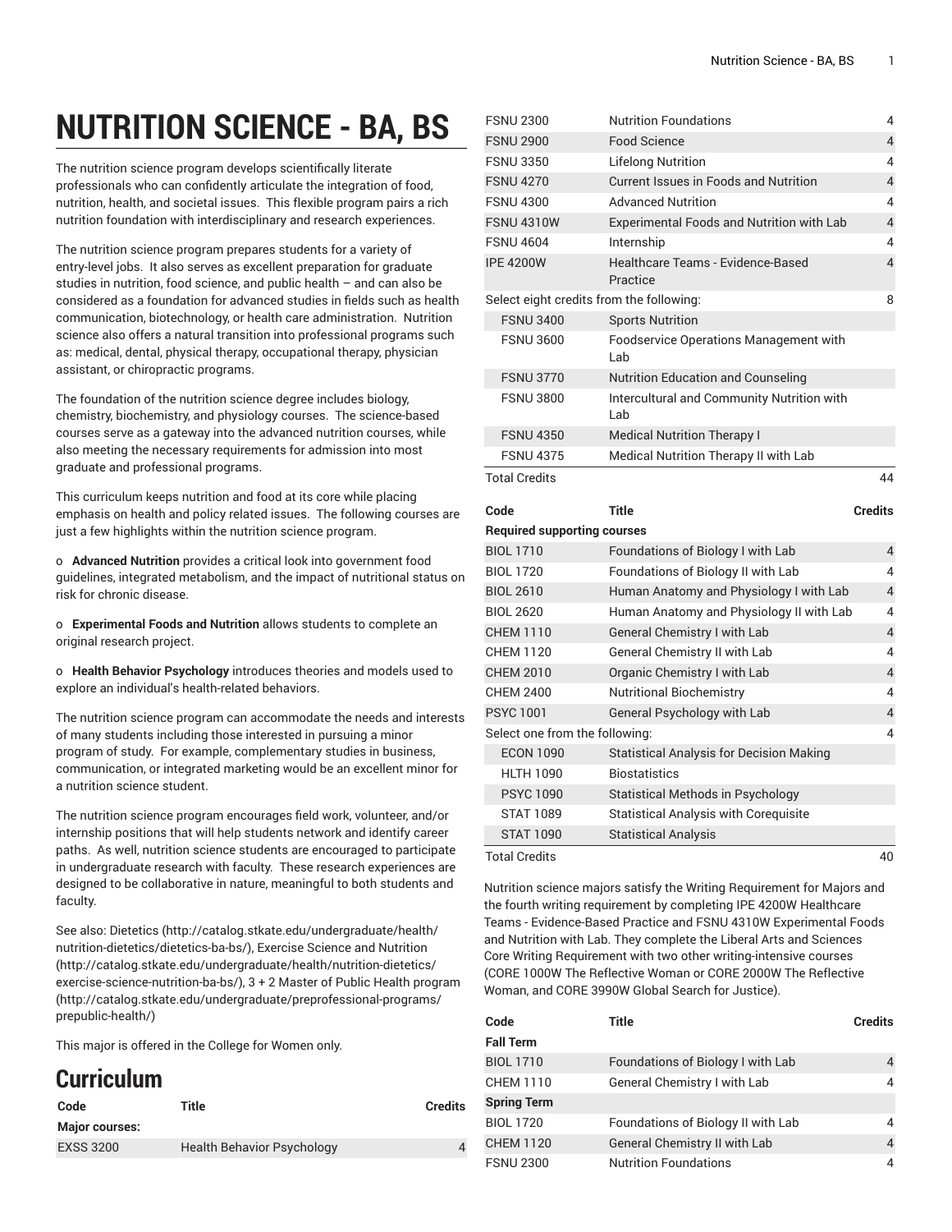# NUTRITION SCIENCE - BA, BS

The nutrition science program develops scientifically literate professionals who can confidently articulate the integration of food, nutrition, health, and societal issues. This flexible program pairs a rich nutrition foundation with interdisciplinary and research experiences.

The nutrition science program prepares students for a variety of entry-level jobs. It also serves as excellent preparation for graduate studies in nutrition, food science, and public health – and can also be considered as a foundation for advanced studies in fields such as health communication, biotechnology, or health care administration. Nutrition science also offers a natural transition into professional programs such as: medical, dental, physical therapy, occupational therapy, physician assistant, or chiropractic programs.

The foundation of the nutrition science degree includes biology, chemistry, biochemistry, and physiology courses. The science-based courses serve as a gateway into the advanced nutrition courses, while also meeting the necessary requirements for admission into most graduate and professional programs.

This curriculum keeps nutrition and food at its core while placing emphasis on health and policy related issues. The following courses are just a few highlights within the nutrition science program.

o **Advanced Nutrition** provides a critical look into government food guidelines, integrated metabolism, and the impact of nutritional status on risk for chronic disease.

o **Experimental Foods and Nutrition** allows students to complete an original research project.

o **Health Behavior Psychology** introduces theories and models used to explore an individual's health-related behaviors.

The nutrition science program can accommodate the needs and interests of many students including those interested in pursuing a minor program of study. For example, complementary studies in business, communication, or integrated marketing would be an excellent minor for a nutrition science student.

The nutrition science program encourages field work, volunteer, and/or internship positions that will help students network and identify career paths. As well, nutrition science students are encouraged to participate in undergraduate research with faculty. These research experiences are designed to be collaborative in nature, meaningful to both students and faculty.

See also: Dietetics (http://catalog.stkate.edu/undergraduate/health/nutrition-dietetics/dietetics-ba-bs/), Exercise Science and Nutrition (http://catalog.stkate.edu/undergraduate/health/nutrition-dietetics/exercise-science-nutrition-ba-bs/), 3 + 2 Master of Public Health program (http://catalog.stkate.edu/undergraduate/preprofessional-programs/prepublic-health/)

This major is offered in the College for Women only.

## Curriculum

| Code | Title | Credits |
|---|---|---|
| **Major courses:** | | |
| EXSS 3200 | Health Behavior Psychology | 4 |
| FSNU 2300 | Nutrition Foundations | 4 |
| FSNU 2900 | Food Science | 4 |
| FSNU 3350 | Lifelong Nutrition | 4 |
| FSNU 4270 | Current Issues in Foods and Nutrition | 4 |
| FSNU 4300 | Advanced Nutrition | 4 |
| FSNU 4310W | Experimental Foods and Nutrition with Lab | 4 |
| FSNU 4604 | Internship | 4 |
| IPE 4200W | Healthcare Teams - Evidence-Based Practice | 4 |
| Select eight credits from the following: | | 8 |
| FSNU 3400 | Sports Nutrition | |
| FSNU 3600 | Foodservice Operations Management with Lab | |
| FSNU 3770 | Nutrition Education and Counseling | |
| FSNU 3800 | Intercultural and Community Nutrition with Lab | |
| FSNU 4350 | Medical Nutrition Therapy I | |
| FSNU 4375 | Medical Nutrition Therapy II with Lab | |
| Total Credits | | 44 |

| Code | Title | Credits |
|---|---|---|
| **Required supporting courses** | | |
| BIOL 1710 | Foundations of Biology I with Lab | 4 |
| BIOL 1720 | Foundations of Biology II with Lab | 4 |
| BIOL 2610 | Human Anatomy and Physiology I with Lab | 4 |
| BIOL 2620 | Human Anatomy and Physiology II with Lab | 4 |
| CHEM 1110 | General Chemistry I with Lab | 4 |
| CHEM 1120 | General Chemistry II with Lab | 4 |
| CHEM 2010 | Organic Chemistry I with Lab | 4 |
| CHEM 2400 | Nutritional Biochemistry | 4 |
| PSYC 1001 | General Psychology with Lab | 4 |
| Select one from the following: | | 4 |
| ECON 1090 | Statistical Analysis for Decision Making | |
| HLTH 1090 | Biostatistics | |
| PSYC 1090 | Statistical Methods in Psychology | |
| STAT 1089 | Statistical Analysis with Corequisite | |
| STAT 1090 | Statistical Analysis | |
| Total Credits | | 40 |

Nutrition science majors satisfy the Writing Requirement for Majors and the fourth writing requirement by completing IPE 4200W Healthcare Teams - Evidence-Based Practice and FSNU 4310W Experimental Foods and Nutrition with Lab. They complete the Liberal Arts and Sciences Core Writing Requirement with two other writing-intensive courses (CORE 1000W The Reflective Woman or CORE 2000W The Reflective Woman, and CORE 3990W Global Search for Justice).

| Code | Title | Credits |
|---|---|---|
| **Fall Term** | | |
| BIOL 1710 | Foundations of Biology I with Lab | 4 |
| CHEM 1110 | General Chemistry I with Lab | 4 |
| **Spring Term** | | |
| BIOL 1720 | Foundations of Biology II with Lab | 4 |
| CHEM 1120 | General Chemistry II with Lab | 4 |
| FSNU 2300 | Nutrition Foundations | 4 |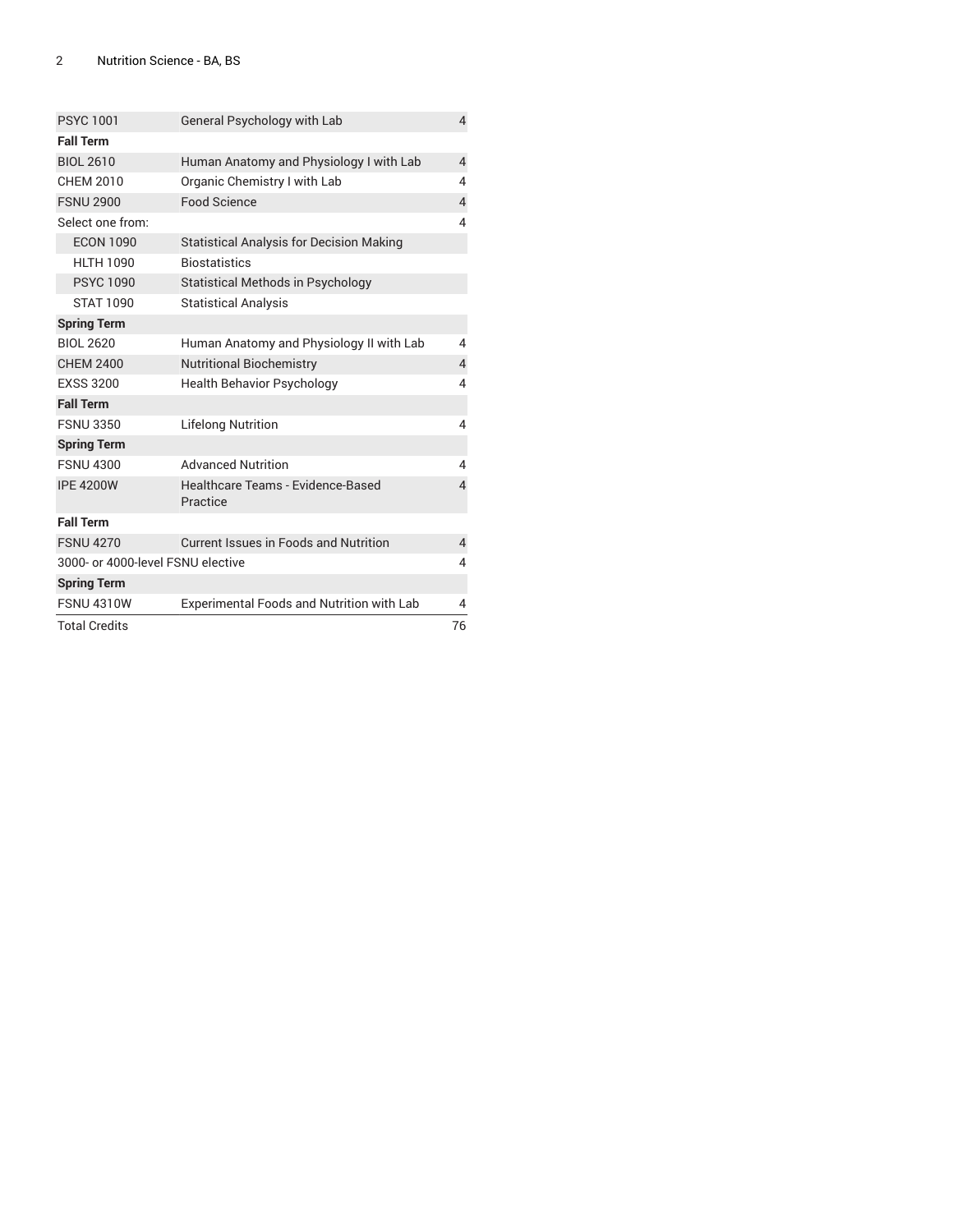| | | |
|---|---|---|
| PSYC 1001 | General Psychology with Lab | 4 |
| **Fall Term** | | |
| BIOL 2610 | Human Anatomy and Physiology I with Lab | 4 |
| CHEM 2010 | Organic Chemistry I with Lab | 4 |
| FSNU 2900 | Food Science | 4 |
| Select one from: | | 4 |
| ECON 1090 | Statistical Analysis for Decision Making | |
| HLTH 1090 | Biostatistics | |
| PSYC 1090 | Statistical Methods in Psychology | |
| STAT 1090 | Statistical Analysis | |
| **Spring Term** | | |
| BIOL 2620 | Human Anatomy and Physiology II with Lab | 4 |
| CHEM 2400 | Nutritional Biochemistry | 4 |
| EXSS 3200 | Health Behavior Psychology | 4 |
| **Fall Term** | | |
| FSNU 3350 | Lifelong Nutrition | 4 |
| **Spring Term** | | |
| FSNU 4300 | Advanced Nutrition | 4 |
| IPE 4200W | Healthcare Teams - Evidence-Based Practice | 4 |
| **Fall Term** | | |
| FSNU 4270 | Current Issues in Foods and Nutrition | 4 |
| 3000- or 4000-level FSNU elective | | 4 |
| **Spring Term** | | |
| FSNU 4310W | Experimental Foods and Nutrition with Lab | 4 |
| Total Credits | | 76 |